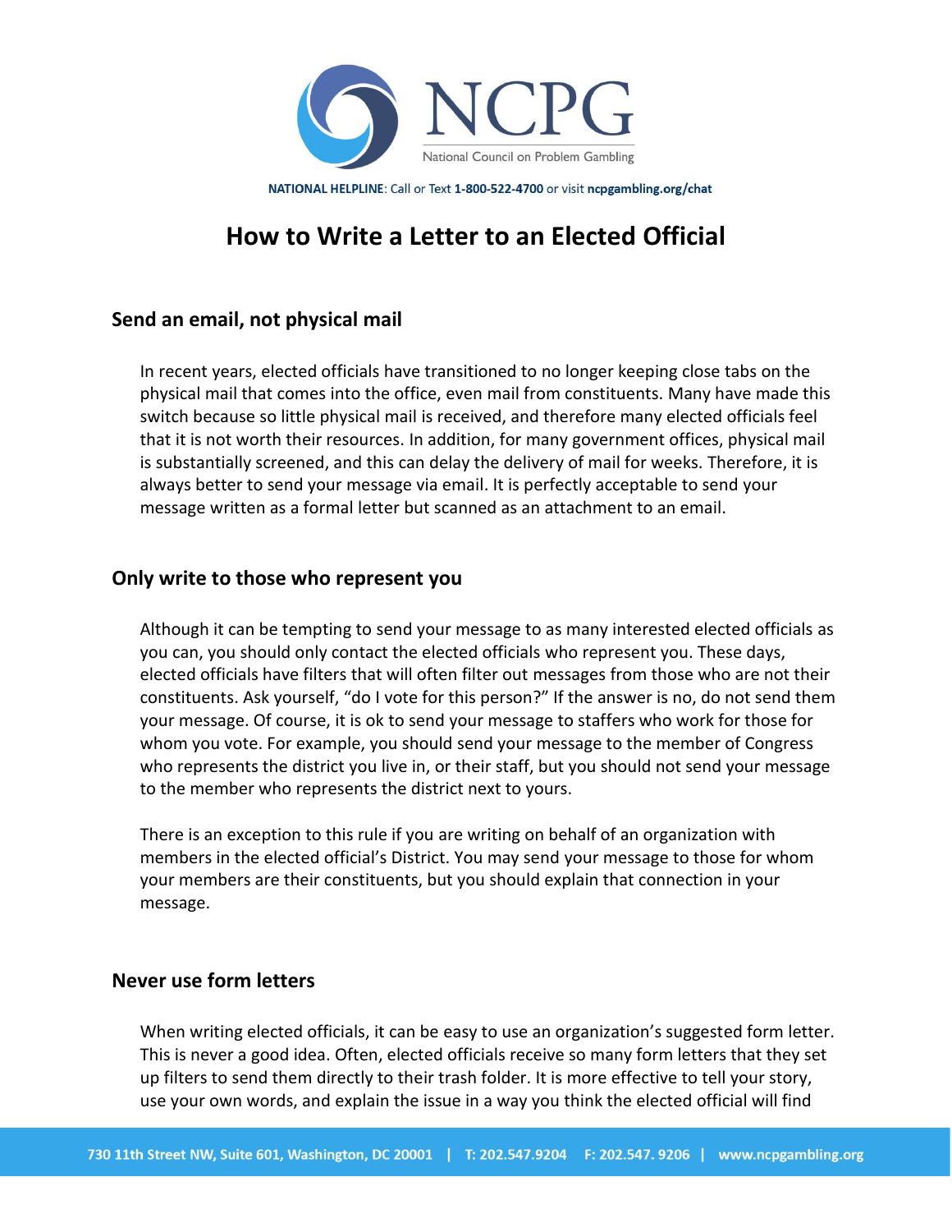NATIONAL HELPLINE: Call or Text **1-800-522-4700** or visit **ncpgambling.org/chat**

# How to Write a Letter to an Elected Official

## Send an email, not physical mail

In recent years, elected officials have transitioned to no longer keeping close tabs on the physical mail that comes into the office, even mail from constituents. Many have made this switch because so little physical mail is received, and therefore many elected officials feel that it is not worth their resources. In addition, for many government offices, physical mail is substantially screened, and this can delay the delivery of mail for weeks. Therefore, it is always better to send your message via email. It is perfectly acceptable to send your message written as a formal letter but scanned as an attachment to an email.

## Only write to those who represent you

Although it can be tempting to send your message to as many interested elected officials as you can, you should only contact the elected officials who represent you. These days, elected officials have filters that will often filter out messages from those who are not their constituents. Ask yourself, "do I vote for this person?" If the answer is no, do not send them your message. Of course, it is ok to send your message to staffers who work for those for whom you vote. For example, you should send your message to the member of Congress who represents the district you live in, or their staff, but you should not send your message to the member who represents the district next to yours.

There is an exception to this rule if you are writing on behalf of an organization with members in the elected official's District. You may send your message to those for whom your members are their constituents, but you should explain that connection in your message.

## Never use form letters

When writing elected officials, it can be easy to use an organization's suggested form letter. This is never a good idea. Often, elected officials receive so many form letters that they set up filters to send them directly to their trash folder. It is more effective to tell your story, use your own words, and explain the issue in a way you think the elected official will find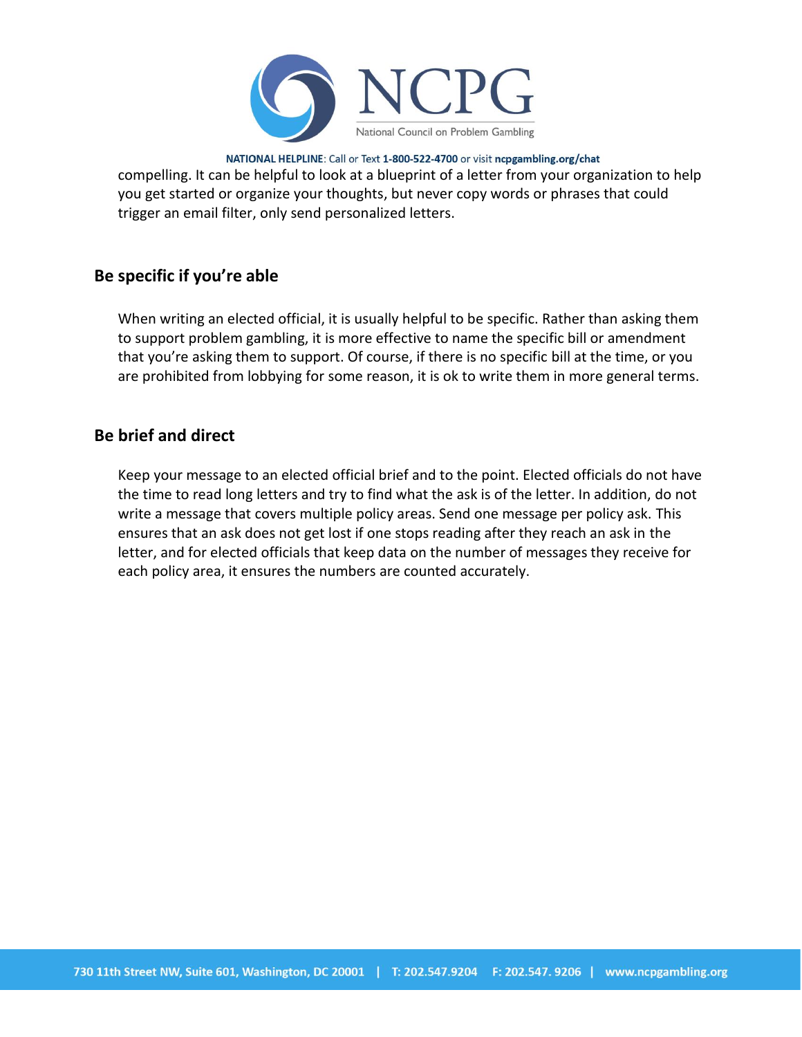compelling. It can be helpful to look at a blueprint of a letter from your organization to help you get started or organize your thoughts, but never copy words or phrases that could trigger an email filter, only send personalized letters.

## Be specific if you're able

When writing an elected official, it is usually helpful to be specific. Rather than asking them to support problem gambling, it is more effective to name the specific bill or amendment that you're asking them to support. Of course, if there is no specific bill at the time, or you are prohibited from lobbying for some reason, it is ok to write them in more general terms.

## Be brief and direct

Keep your message to an elected official brief and to the point. Elected officials do not have the time to read long letters and try to find what the ask is of the letter. In addition, do not write a message that covers multiple policy areas. Send one message per policy ask. This ensures that an ask does not get lost if one stops reading after they reach an ask in the letter, and for elected officials that keep data on the number of messages they receive for each policy area, it ensures the numbers are counted accurately.